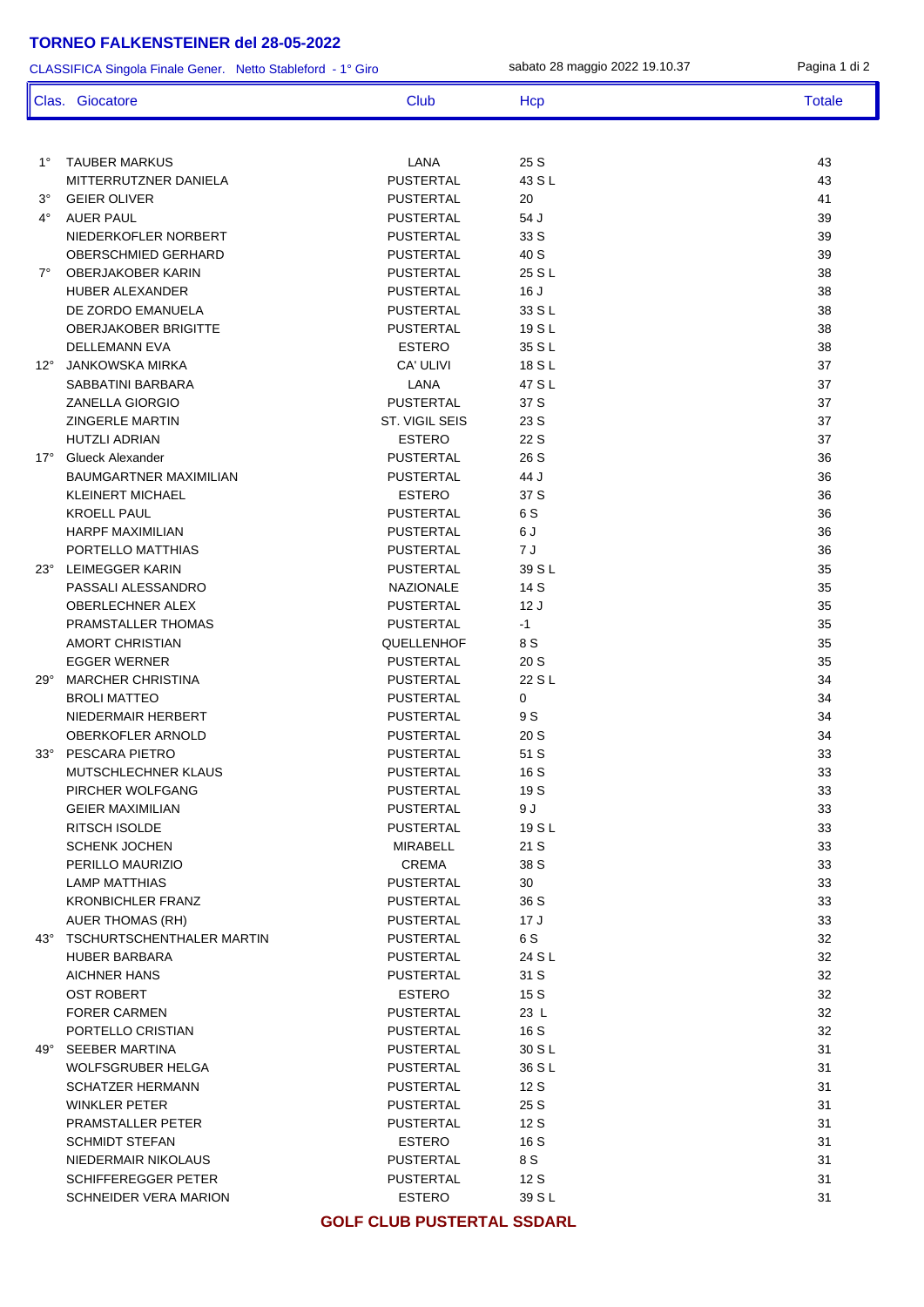# TORNEO FALKENSTEINER del 28-05-2022

CLASSIFICA Singola Finale Gener. Netto Stableford - 1° Giro — sabato 28 maggio 2022 19.10.37

| Clas. | Giocatore | Club | Hcp | Totale |
|---|---|---|---|---|
| 1° | TAUBER MARKUS | LANA | 25 S | 43 |
| | MITTERRUTZNER DANIELA | PUSTERTAL | 43 S L | 43 |
| 3° | GEIER OLIVER | PUSTERTAL | 20 | 41 |
| 4° | AUER PAUL | PUSTERTAL | 54 J | 39 |
| | NIEDERKOFLER NORBERT | PUSTERTAL | 33 S | 39 |
| | OBERSCHMIED GERHARD | PUSTERTAL | 40 S | 39 |
| 7° | OBERJAKOBER KARIN | PUSTERTAL | 25 S L | 38 |
| | HUBER ALEXANDER | PUSTERTAL | 16 J | 38 |
| | DE ZORDO EMANUELA | PUSTERTAL | 33 S L | 38 |
| | OBERJAKOBER BRIGITTE | PUSTERTAL | 19 S L | 38 |
| | DELLEMANN EVA | ESTERO | 35 S L | 38 |
| 12° | JANKOWSKA MIRKA | CA' ULIVI | 18 S L | 37 |
| | SABBATINI BARBARA | LANA | 47 S L | 37 |
| | ZANELLA GIORGIO | PUSTERTAL | 37 S | 37 |
| | ZINGERLE MARTIN | ST. VIGIL SEIS | 23 S | 37 |
| | HUTZLI ADRIAN | ESTERO | 22 S | 37 |
| 17° | Glueck Alexander | PUSTERTAL | 26 S | 36 |
| | BAUMGARTNER MAXIMILIAN | PUSTERTAL | 44 J | 36 |
| | KLEINERT MICHAEL | ESTERO | 37 S | 36 |
| | KROELL PAUL | PUSTERTAL | 6 S | 36 |
| | HARPF MAXIMILIAN | PUSTERTAL | 6 J | 36 |
| | PORTELLO MATTHIAS | PUSTERTAL | 7 J | 36 |
| 23° | LEIMEGGER KARIN | PUSTERTAL | 39 S L | 35 |
| | PASSALI ALESSANDRO | NAZIONALE | 14 S | 35 |
| | OBERLECHNER ALEX | PUSTERTAL | 12 J | 35 |
| | PRAMSTALLER THOMAS | PUSTERTAL | -1 | 35 |
| | AMORT CHRISTIAN | QUELLENHOF | 8 S | 35 |
| | EGGER WERNER | PUSTERTAL | 20 S | 35 |
| 29° | MARCHER CHRISTINA | PUSTERTAL | 22 S L | 34 |
| | BROLI MATTEO | PUSTERTAL | 0 | 34 |
| | NIEDERMAIR HERBERT | PUSTERTAL | 9 S | 34 |
| | OBERKOFLER ARNOLD | PUSTERTAL | 20 S | 34 |
| 33° | PESCARA PIETRO | PUSTERTAL | 51 S | 33 |
| | MUTSCHLECHNER KLAUS | PUSTERTAL | 16 S | 33 |
| | PIRCHER WOLFGANG | PUSTERTAL | 19 S | 33 |
| | GEIER MAXIMILIAN | PUSTERTAL | 9 J | 33 |
| | RITSCH ISOLDE | PUSTERTAL | 19 S L | 33 |
| | SCHENK JOCHEN | MIRABELL | 21 S | 33 |
| | PERILLO MAURIZIO | CREMA | 38 S | 33 |
| | LAMP MATTHIAS | PUSTERTAL | 30 | 33 |
| | KRONBICHLER FRANZ | PUSTERTAL | 36 S | 33 |
| | AUER THOMAS (RH) | PUSTERTAL | 17 J | 33 |
| 43° | TSCHURTSCHENTHALER MARTIN | PUSTERTAL | 6 S | 32 |
| | HUBER BARBARA | PUSTERTAL | 24 S L | 32 |
| | AICHNER HANS | PUSTERTAL | 31 S | 32 |
| | OST ROBERT | ESTERO | 15 S | 32 |
| | FORER CARMEN | PUSTERTAL | 23 L | 32 |
| | PORTELLO CRISTIAN | PUSTERTAL | 16 S | 32 |
| 49° | SEEBER MARTINA | PUSTERTAL | 30 S L | 31 |
| | WOLFSGRUBER HELGA | PUSTERTAL | 36 S L | 31 |
| | SCHATZER HERMANN | PUSTERTAL | 12 S | 31 |
| | WINKLER PETER | PUSTERTAL | 25 S | 31 |
| | PRAMSTALLER PETER | PUSTERTAL | 12 S | 31 |
| | SCHMIDT STEFAN | ESTERO | 16 S | 31 |
| | NIEDERMAIR NIKOLAUS | PUSTERTAL | 8 S | 31 |
| | SCHIFFEREGGER PETER | PUSTERTAL | 12 S | 31 |
| | SCHNEIDER VERA MARION | ESTERO | 39 S L | 31 |

**GOLF CLUB PUSTERTAL SSDARL**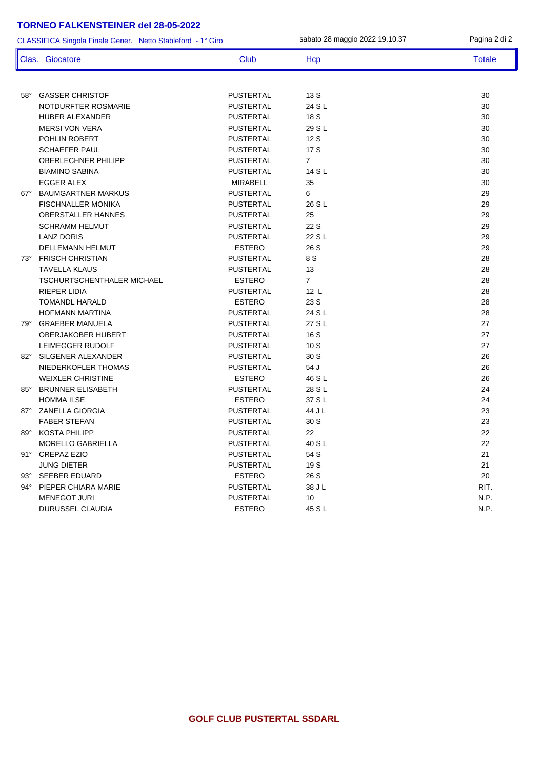**TORNEO FALKENSTEINER del 28-05-2022**

CLASSIFICA Singola Finale Gener. Netto Stableford - 1° Giro

sabato 28 maggio 2022 19.10.37

| Clas. | Giocatore | Club | Hcp | Totale |
|---|---|---|---|---|
| 58° | GASSER CHRISTOF | PUSTERTAL | 13 S | 30 |
| | NOTDURFTER ROSMARIE | PUSTERTAL | 24 S L | 30 |
| | HUBER ALEXANDER | PUSTERTAL | 18 S | 30 |
| | MERSI VON VERA | PUSTERTAL | 29 S L | 30 |
| | POHLIN ROBERT | PUSTERTAL | 12 S | 30 |
| | SCHAEFER PAUL | PUSTERTAL | 17 S | 30 |
| | OBERLECHNER PHILIPP | PUSTERTAL | 7 | 30 |
| | BIAMINO SABINA | PUSTERTAL | 14 S L | 30 |
| | EGGER ALEX | MIRABELL | 35 | 30 |
| 67° | BAUMGARTNER MARKUS | PUSTERTAL | 6 | 29 |
| | FISCHNALLER MONIKA | PUSTERTAL | 26 S L | 29 |
| | OBERSTALLER HANNES | PUSTERTAL | 25 | 29 |
| | SCHRAMM HELMUT | PUSTERTAL | 22 S | 29 |
| | LANZ DORIS | PUSTERTAL | 22 S L | 29 |
| | DELLEMANN HELMUT | ESTERO | 26 S | 29 |
| 73° | FRISCH CHRISTIAN | PUSTERTAL | 8 S | 28 |
| | TAVELLA KLAUS | PUSTERTAL | 13 | 28 |
| | TSCHURTSCHENTHALER MICHAEL | ESTERO | 7 | 28 |
| | RIEPER LIDIA | PUSTERTAL | 12 L | 28 |
| | TOMANDL HARALD | ESTERO | 23 S | 28 |
| | HOFMANN MARTINA | PUSTERTAL | 24 S L | 28 |
| 79° | GRAEBER MANUELA | PUSTERTAL | 27 S L | 27 |
| | OBERJAKOBER HUBERT | PUSTERTAL | 16 S | 27 |
| | LEIMEGGER RUDOLF | PUSTERTAL | 10 S | 27 |
| 82° | SILGENER ALEXANDER | PUSTERTAL | 30 S | 26 |
| | NIEDERKOFLER THOMAS | PUSTERTAL | 54 J | 26 |
| | WEIXLER CHRISTINE | ESTERO | 46 S L | 26 |
| 85° | BRUNNER ELISABETH | PUSTERTAL | 28 S L | 24 |
| | HOMMA ILSE | ESTERO | 37 S L | 24 |
| 87° | ZANELLA GIORGIA | PUSTERTAL | 44 J L | 23 |
| | FABER STEFAN | PUSTERTAL | 30 S | 23 |
| 89° | KOSTA PHILIPP | PUSTERTAL | 22 | 22 |
| | MORELLO GABRIELLA | PUSTERTAL | 40 S L | 22 |
| 91° | CREPAZ EZIO | PUSTERTAL | 54 S | 21 |
| | JUNG DIETER | PUSTERTAL | 19 S | 21 |
| 93° | SEEBER EDUARD | ESTERO | 26 S | 20 |
| 94° | PIEPER CHIARA MARIE | PUSTERTAL | 38 J L | RIT. |
| | MENEGOT JURI | PUSTERTAL | 10 | N.P. |
| | DURUSSEL CLAUDIA | ESTERO | 45 S L | N.P. |

**GOLF CLUB PUSTERTAL SSDARL**